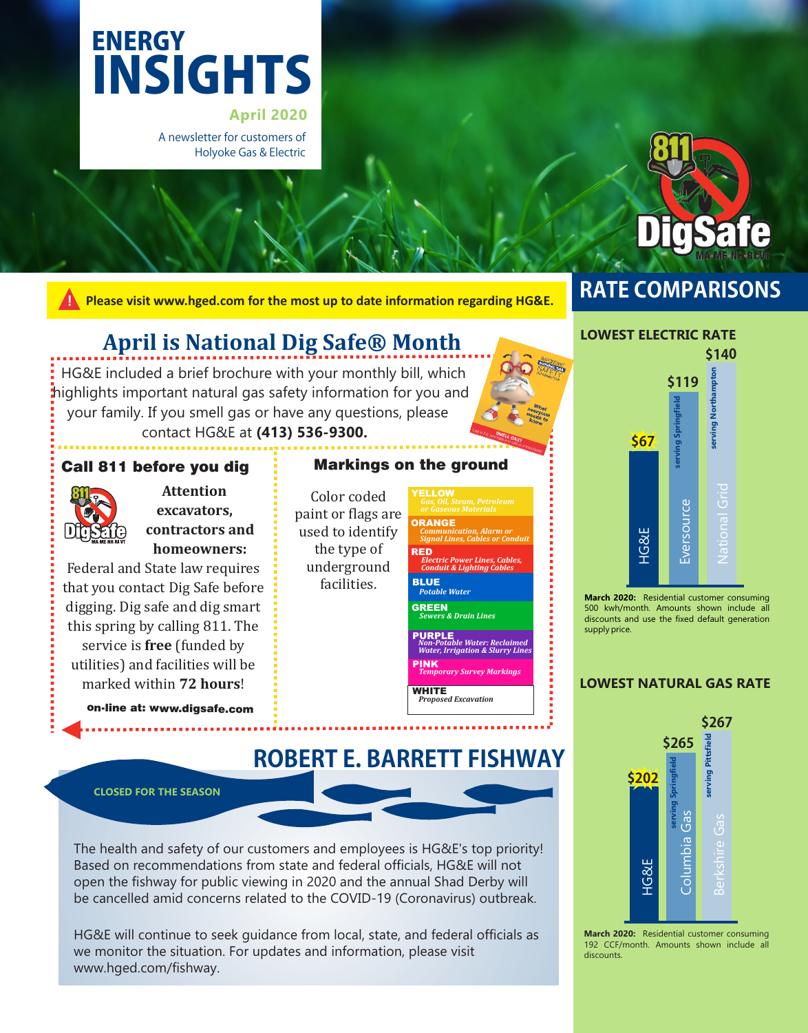# ENERGY INSIGHTS

**April 2020**

A newsletter for customers of Holyoke Gas & Electric

**Please visit www.hged.com for the most up to date information regarding HG&E.**

## April is National Dig Safe® Month

HG&E included a brief brochure with your monthly bill, which highlights important natural gas safety information for you and your family. If you smell gas or have any questions, please contact HG&E at **(413) 536-9300.**

### Call 811 before you dig

**Attention excavators, contractors and homeowners:**

Federal and State law requires that you contact Dig Safe before digging. Dig safe and dig smart this spring by calling 811. The service is **free** (funded by utilities) and facilities will be marked within **72 hours**!

**on-line at: www.digsafe.com**

### Markings on the ground

Color coded paint or flags are used to identify the type of underground facilities.

- **YELLOW** – *Gas, Oil, Steam, Petroleum or Gaseous Materials*
- **ORANGE** – *Communication, Alarm or Signal Lines, Cables or Conduit*
- **RED** – *Electric Power Lines, Cables, Conduit & Lighting Cables*
- **BLUE** – *Potable Water*
- **GREEN** – *Sewers & Drain Lines*
- **PURPLE** – *Non-Potable Water: Reclaimed Water, Irrigation & Slurry Lines*
- **PINK** – *Temporary Survey Markings*
- **WHITE** – *Proposed Excavation*

## ROBERT E. BARRETT FISHWAY

**CLOSED FOR THE SEASON**

The health and safety of our customers and employees is HG&E's top priority! Based on recommendations from state and federal officials, HG&E will not open the fishway for public viewing in 2020 and the annual Shad Derby will be cancelled amid concerns related to the COVID-19 (Coronavirus) outbreak.

HG&E will continue to seek guidance from local, state, and federal officials as we monitor the situation. For updates and information, please visit www.hged.com/fishway.

## RATE COMPARISONS

### LOWEST ELECTRIC RATE

| Utility | Rate |
|---|---|
| HG&E | $67 |
| Eversource (serving Springfield) | $119 |
| National Grid (serving Northampton) | $140 |

**March 2020:** Residential customer consuming 500 kwh/month. Amounts shown include all discounts and use the fixed default generation supply price.

### LOWEST NATURAL GAS RATE

| Utility | Rate |
|---|---|
| HG&E | $202 |
| Columbia Gas (serving Springfield) | $265 |
| Berkshire Gas (serving Pittsfield) | $267 |

**March 2020:** Residential customer consuming 192 CCF/month. Amounts shown include all discounts.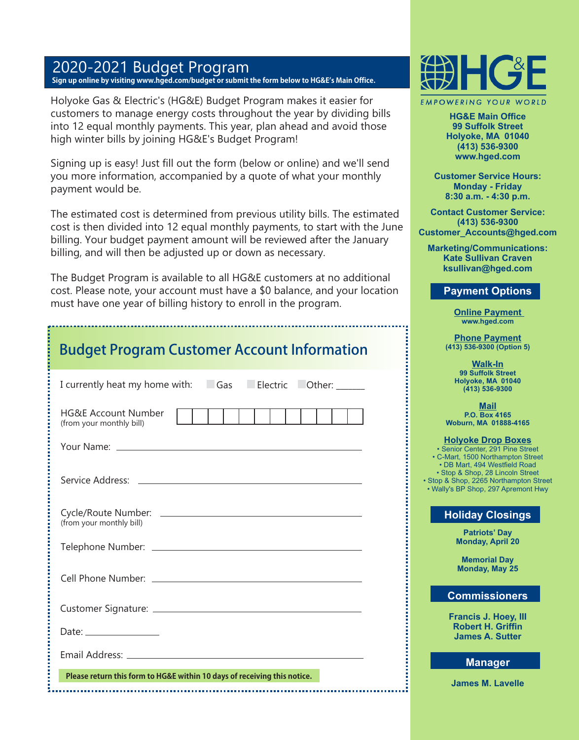# 2020-2021 Budget Program

**Sign up online by visiting www.hged.com/budget or submit the form below to HG&E's Main Office.**

Holyoke Gas & Electric's (HG&E) Budget Program makes it easier for customers to manage energy costs throughout the year by dividing bills into 12 equal monthly payments. This year, plan ahead and avoid those high winter bills by joining HG&E's Budget Program!

Signing up is easy! Just fill out the form (below or online) and we'll send you more information, accompanied by a quote of what your monthly payment would be.

The estimated cost is determined from previous utility bills. The estimated cost is then divided into 12 equal monthly payments, to start with the June billing. Your budget payment amount will be reviewed after the January billing, and will then be adjusted up or down as necessary.

The Budget Program is available to all HG&E customers at no additional cost. Please note, your account must have a $0 balance, and your location must have one year of billing history to enroll in the program.

## Budget Program Customer Account Information

I currently heat my home with: ☐ Gas ☐ Electric ☐ Other: ______

HG&E Account Number (from your monthly bill) | | | | | | | | | | | | |

Your Name: ______________________________

Service Address: ______________________________

Cycle/Route Number: ______________________________
(from your monthly bill)

Telephone Number: ______________________________

Cell Phone Number: ______________________________

Customer Signature: ______________________________

Date: ______________

Email Address: ______________________________

**Please return this form to HG&E within 10 days of receiving this notice.**

---

HG&E
EMPOWERING YOUR WORLD

**HG&E Main Office**
**99 Suffolk Street**
**Holyoke, MA 01040**
**(413) 536-9300**
**www.hged.com**

**Customer Service Hours:**
**Monday - Friday**
**8:30 a.m. - 4:30 p.m.**

**Contact Customer Service:**
**(413) 536-9300**
**Customer_Accounts@hged.com**

**Marketing/Communications:**
**Kate Sullivan Craven**
**ksullivan@hged.com**

### Payment Options

**Online Payment**
**www.hged.com**

**Phone Payment**
**(413) 536-9300 (Option 5)**

**Walk-In**
**99 Suffolk Street**
**Holyoke, MA 01040**
**(413) 536-9300**

**Mail**
**P.O. Box 4165**
**Woburn, MA 01888-4165**

**Holyoke Drop Boxes**
- Senior Center, 291 Pine Street
- C-Mart, 1500 Northampton Street
- DB Mart, 494 Westfield Road
- Stop & Shop, 28 Lincoln Street
- Stop & Shop, 2265 Northampton Street
- Wally's BP Shop, 297 Apremont Hwy

### Holiday Closings

**Patriots' Day**
**Monday, April 20**

**Memorial Day**
**Monday, May 25**

### Commissioners

**Francis J. Hoey, III**
**Robert H. Griffin**
**James A. Sutter**

### Manager

**James M. Lavelle**